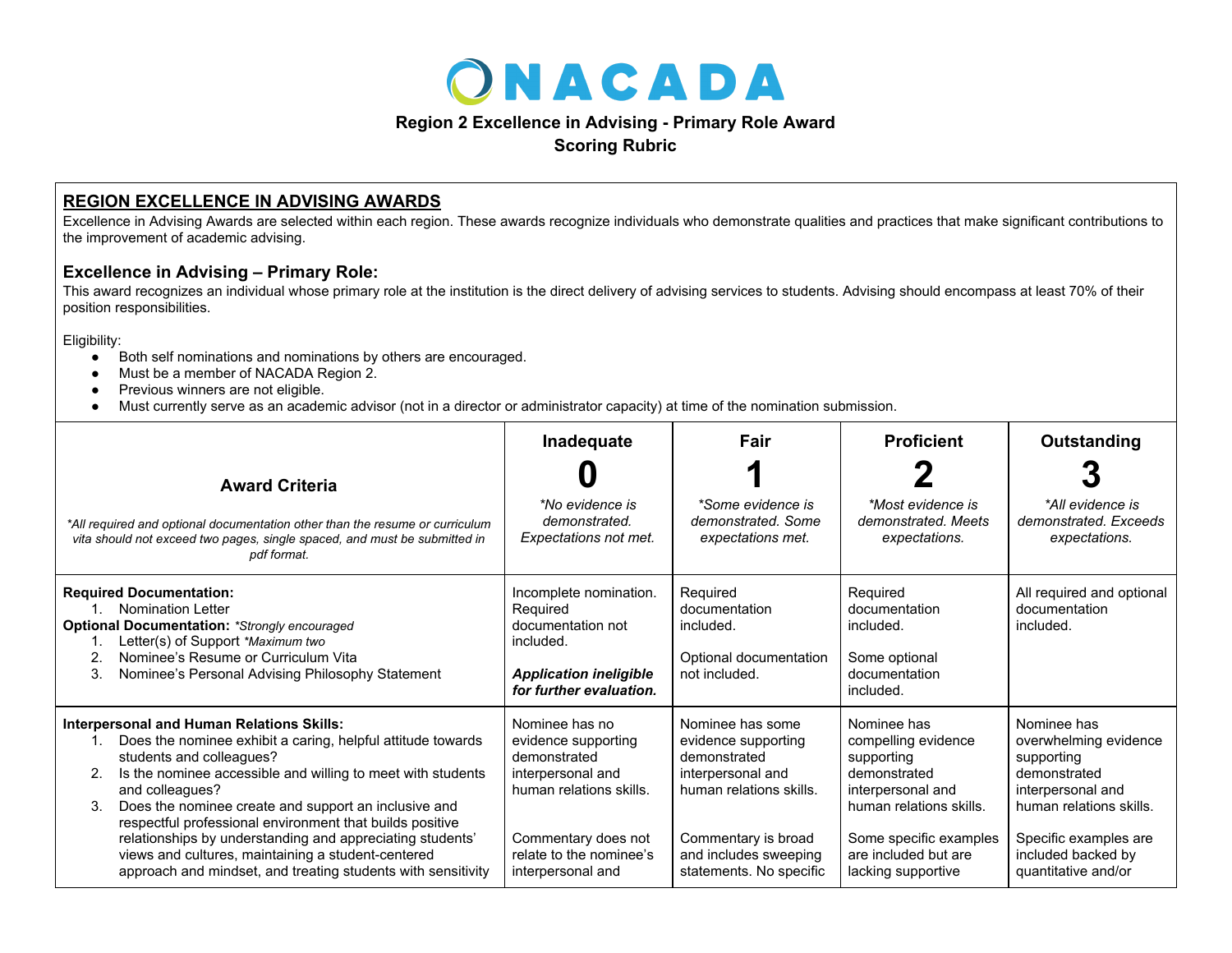# NACADA

**Region 2 Excellence in Advising - Primary Role Award**
**Scoring Rubric**

## REGION EXCELLENCE IN ADVISING AWARDS

Excellence in Advising Awards are selected within each region. These awards recognize individuals who demonstrate qualities and practices that make significant contributions to the improvement of academic advising.

### Excellence in Advising – Primary Role:

This award recognizes an individual whose primary role at the institution is the direct delivery of advising services to students. Advising should encompass at least 70% of their position responsibilities.

Eligibility:

- Both self nominations and nominations by others are encouraged.
- Must be a member of NACADA Region 2.
- Previous winners are not eligible.
- Must currently serve as an academic advisor (not in a director or administrator capacity) at time of the nomination submission.

| **Award Criteria**<br><br>*\*All required and optional documentation other than the resume or curriculum vita should not exceed two pages, single spaced, and must be submitted in pdf format.* | **Inadequate**<br>**0**<br>*\*No evidence is demonstrated. Expectations not met.* | **Fair**<br>**1**<br>*\*Some evidence is demonstrated. Some expectations met.* | **Proficient**<br>**2**<br>*\*Most evidence is demonstrated. Meets expectations.* | **Outstanding**<br>**3**<br>*\*All evidence is demonstrated. Exceeds expectations.* |
|---|---|---|---|---|
| **Required Documentation:**<br>1. Nomination Letter<br>**Optional Documentation:** *\*Strongly encouraged*<br>1. Letter(s) of Support *\*Maximum two*<br>2. Nominee's Resume or Curriculum Vita<br>3. Nominee's Personal Advising Philosophy Statement | Incomplete nomination. Required documentation not included.<br><br>***Application ineligible for further evaluation.*** | Required documentation included.<br><br>Optional documentation not included. | Required documentation included.<br><br>Some optional documentation included. | All required and optional documentation included. |
| **Interpersonal and Human Relations Skills:**<br>1. Does the nominee exhibit a caring, helpful attitude towards students and colleagues?<br>2. Is the nominee accessible and willing to meet with students and colleagues?<br>3. Does the nominee create and support an inclusive and respectful professional environment that builds positive relationships by understanding and appreciating students' views and cultures, maintaining a student-centered approach and mindset, and treating students with sensitivity | Nominee has no evidence supporting demonstrated interpersonal and human relations skills.<br><br>Commentary does not relate to the nominee's interpersonal and | Nominee has some evidence supporting demonstrated interpersonal and human relations skills.<br><br>Commentary is broad and includes sweeping statements. No specific | Nominee has compelling evidence supporting demonstrated interpersonal and human relations skills.<br><br>Some specific examples are included but are lacking supportive | Nominee has overwhelming evidence supporting demonstrated interpersonal and human relations skills.<br><br>Specific examples are included backed by quantitative and/or |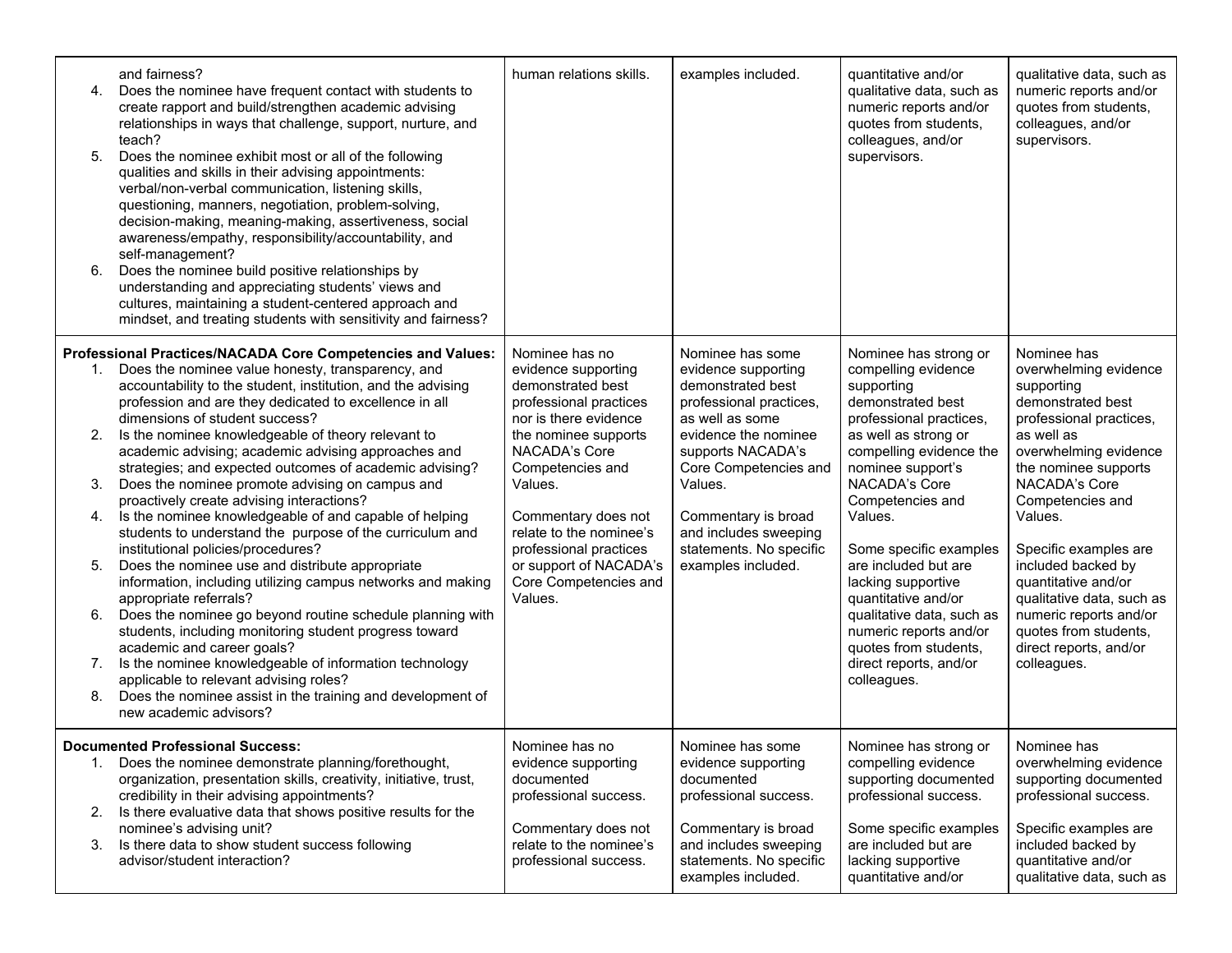| | | | | |
|---|---|---|---|---|
| and fairness?<br>4. Does the nominee have frequent contact with students to create rapport and build/strengthen academic advising relationships in ways that challenge, support, nurture, and teach?<br>5. Does the nominee exhibit most or all of the following qualities and skills in their advising appointments: verbal/non-verbal communication, listening skills, questioning, manners, negotiation, problem-solving, decision-making, meaning-making, assertiveness, social awareness/empathy, responsibility/accountability, and self-management?<br>6. Does the nominee build positive relationships by understanding and appreciating students' views and cultures, maintaining a student-centered approach and mindset, and treating students with sensitivity and fairness? | human relations skills. | examples included. | quantitative and/or qualitative data, such as numeric reports and/or quotes from students, colleagues, and/or supervisors. | qualitative data, such as numeric reports and/or quotes from students, colleagues, and/or supervisors. |
| **Professional Practices/NACADA Core Competencies and Values:**<br>1. Does the nominee value honesty, transparency, and accountability to the student, institution, and the advising profession and are they dedicated to excellence in all dimensions of student success?<br>2. Is the nominee knowledgeable of theory relevant to academic advising; academic advising approaches and strategies; and expected outcomes of academic advising?<br>3. Does the nominee promote advising on campus and proactively create advising interactions?<br>4. Is the nominee knowledgeable of and capable of helping students to understand the purpose of the curriculum and institutional policies/procedures?<br>5. Does the nominee use and distribute appropriate information, including utilizing campus networks and making appropriate referrals?<br>6. Does the nominee go beyond routine schedule planning with students, including monitoring student progress toward academic and career goals?<br>7. Is the nominee knowledgeable of information technology applicable to relevant advising roles?<br>8. Does the nominee assist in the training and development of new academic advisors? | Nominee has no evidence supporting demonstrated best professional practices nor is there evidence the nominee supports NACADA's Core Competencies and Values.<br><br>Commentary does not relate to the nominee's professional practices or support of NACADA's Core Competencies and Values. | Nominee has some evidence supporting demonstrated best professional practices, as well as some evidence the nominee supports NACADA's Core Competencies and Values.<br><br>Commentary is broad and includes sweeping statements. No specific examples included. | Nominee has strong or compelling evidence supporting demonstrated best professional practices, as well as strong or compelling evidence the nominee support's NACADA's Core Competencies and Values.<br><br>Some specific examples are included but are lacking supportive quantitative and/or qualitative data, such as numeric reports and/or quotes from students, direct reports, and/or colleagues. | Nominee has overwhelming evidence supporting demonstrated best professional practices, as well as overwhelming evidence the nominee supports NACADA's Core Competencies and Values.<br><br>Specific examples are included backed by quantitative and/or qualitative data, such as numeric reports and/or quotes from students, direct reports, and/or colleagues. |
| **Documented Professional Success:**<br>1. Does the nominee demonstrate planning/forethought, organization, presentation skills, creativity, initiative, trust, credibility in their advising appointments?<br>2. Is there evaluative data that shows positive results for the nominee's advising unit?<br>3. Is there data to show student success following advisor/student interaction? | Nominee has no evidence supporting documented professional success.<br><br>Commentary does not relate to the nominee's professional success. | Nominee has some evidence supporting documented professional success.<br><br>Commentary is broad and includes sweeping statements. No specific examples included. | Nominee has strong or compelling evidence supporting documented professional success.<br><br>Some specific examples are included but are lacking supportive quantitative and/or | Nominee has overwhelming evidence supporting documented professional success.<br><br>Specific examples are included backed by quantitative and/or qualitative data, such as |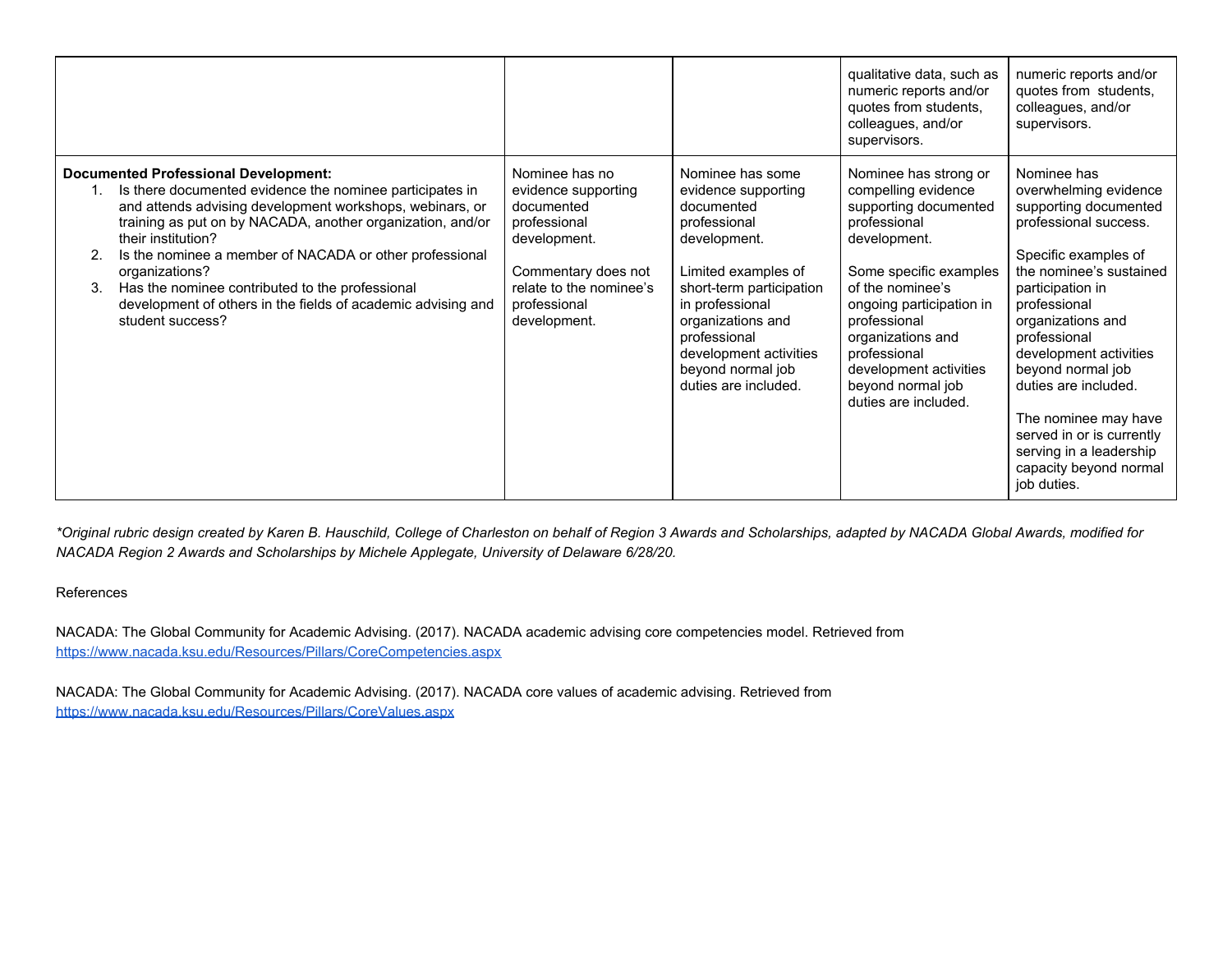| | | | | |
|---|---|---|---|---|
| | | | qualitative data, such as numeric reports and/or quotes from students, colleagues, and/or supervisors. | numeric reports and/or quotes from students, colleagues, and/or supervisors. |
| **Documented Professional Development:**<br>1. Is there documented evidence the nominee participates in and attends advising development workshops, webinars, or training as put on by NACADA, another organization, and/or their institution?<br>2. Is the nominee a member of NACADA or other professional organizations?<br>3. Has the nominee contributed to the professional development of others in the fields of academic advising and student success? | Nominee has no evidence supporting documented professional development.<br><br>Commentary does not relate to the nominee's professional development. | Nominee has some evidence supporting documented professional development.<br><br>Limited examples of short-term participation in professional organizations and professional development activities beyond normal job duties are included. | Nominee has strong or compelling evidence supporting documented professional development.<br><br>Some specific examples of the nominee's ongoing participation in professional organizations and professional development activities beyond normal job duties are included. | Nominee has overwhelming evidence supporting documented professional success.<br><br>Specific examples of the nominee's sustained participation in professional organizations and professional development activities beyond normal job duties are included.<br><br>The nominee may have served in or is currently serving in a leadership capacity beyond normal job duties. |

*\*Original rubric design created by Karen B. Hauschild, College of Charleston on behalf of Region 3 Awards and Scholarships, adapted by NACADA Global Awards, modified for NACADA Region 2 Awards and Scholarships by Michele Applegate, University of Delaware 6/28/20.*

References

NACADA: The Global Community for Academic Advising. (2017). NACADA academic advising core competencies model. Retrieved from https://www.nacada.ksu.edu/Resources/Pillars/CoreCompetencies.aspx

NACADA: The Global Community for Academic Advising. (2017). NACADA core values of academic advising. Retrieved from https://www.nacada.ksu.edu/Resources/Pillars/CoreValues.aspx